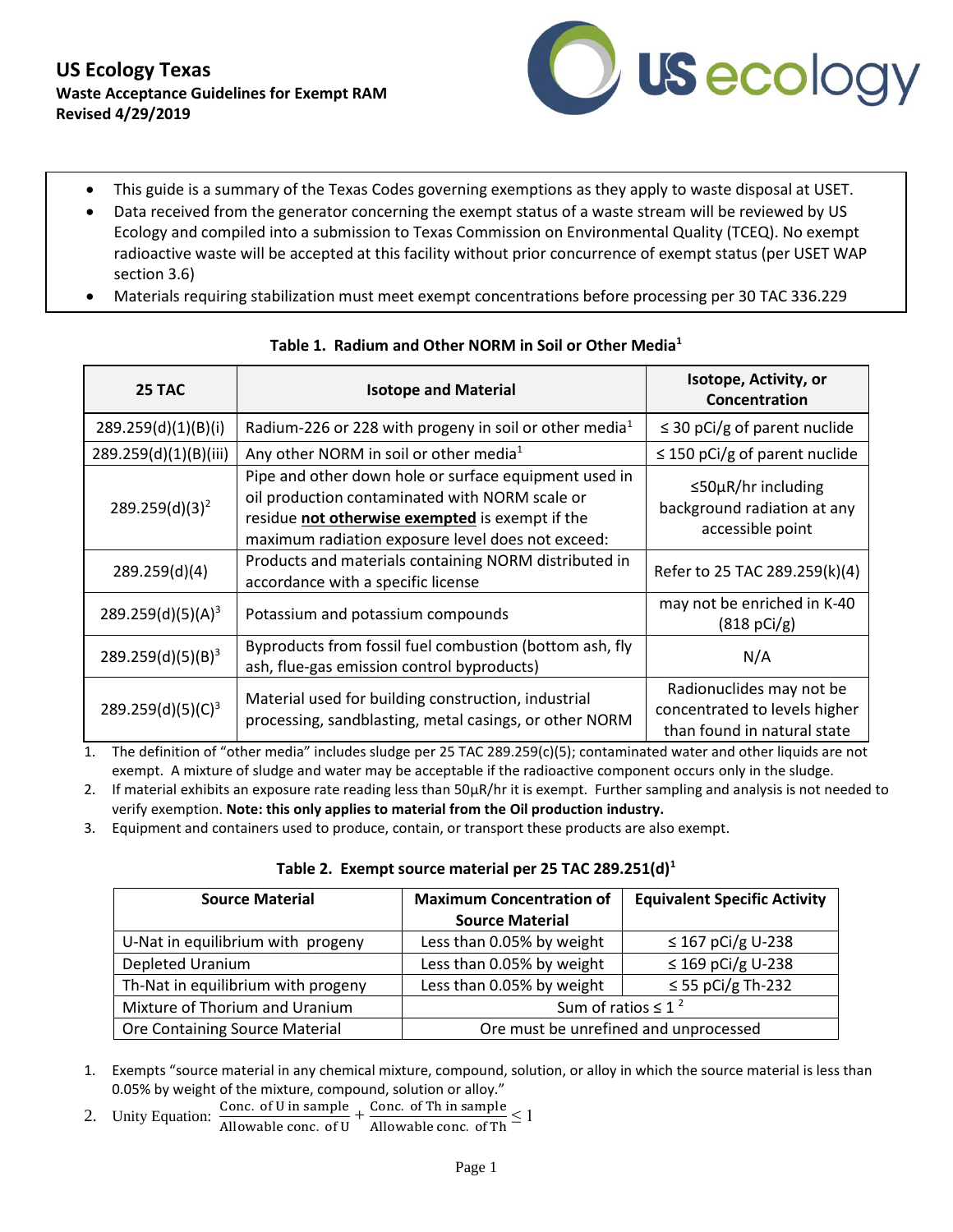# US Ecology Texas

**Waste Acceptance Guidelines for Exempt RAM**
**Revised 4/29/2019**

- This guide is a summary of the Texas Codes governing exemptions as they apply to waste disposal at USET.
- Data received from the generator concerning the exempt status of a waste stream will be reviewed by US Ecology and compiled into a submission to Texas Commission on Environmental Quality (TCEQ). No exempt radioactive waste will be accepted at this facility without prior concurrence of exempt status (per USET WAP section 3.6)
- Materials requiring stabilization must meet exempt concentrations before processing per 30 TAC 336.229

**Table 1. Radium and Other NORM in Soil or Other Media[1]**

| 25 TAC | Isotope and Material | Isotope, Activity, or Concentration |
|---|---|---|
| 289.259(d)(1)(B)(i) | Radium-226 or 228 with progeny in soil or other media[1] | ≤ 30 pCi/g of parent nuclide |
| 289.259(d)(1)(B)(iii) | Any other NORM in soil or other media[1] | ≤ 150 pCi/g of parent nuclide |
| 289.259(d)(3)[2] | Pipe and other down hole or surface equipment used in oil production contaminated with NORM scale or residue **not otherwise exempted** is exempt if the maximum radiation exposure level does not exceed: | ≤50µR/hr including background radiation at any accessible point |
| 289.259(d)(4) | Products and materials containing NORM distributed in accordance with a specific license | Refer to 25 TAC 289.259(k)(4) |
| 289.259(d)(5)(A)[3] | Potassium and potassium compounds | may not be enriched in K-40 (818 pCi/g) |
| 289.259(d)(5)(B)[3] | Byproducts from fossil fuel combustion (bottom ash, fly ash, flue-gas emission control byproducts) | N/A |
| 289.259(d)(5)(C)[3] | Material used for building construction, industrial processing, sandblasting, metal casings, or other NORM | Radionuclides may not be concentrated to levels higher than found in natural state |

1. The definition of "other media" includes sludge per 25 TAC 289.259(c)(5); contaminated water and other liquids are not exempt. A mixture of sludge and water may be acceptable if the radioactive component occurs only in the sludge.
2. If material exhibits an exposure rate reading less than 50µR/hr it is exempt. Further sampling and analysis is not needed to verify exemption. **Note: this only applies to material from the Oil production industry.**
3. Equipment and containers used to produce, contain, or transport these products are also exempt.

**Table 2. Exempt source material per 25 TAC 289.251(d)[1]**

| Source Material | Maximum Concentration of Source Material | Equivalent Specific Activity |
|---|---|---|
| U-Nat in equilibrium with progeny | Less than 0.05% by weight | ≤ 167 pCi/g U-238 |
| Depleted Uranium | Less than 0.05% by weight | ≤ 169 pCi/g U-238 |
| Th-Nat in equilibrium with progeny | Less than 0.05% by weight | ≤ 55 pCi/g Th-232 |
| Mixture of Thorium and Uranium | Sum of ratios ≤ 1[2] | |
| Ore Containing Source Material | Ore must be unrefined and unprocessed | |

1. Exempts "source material in any chemical mixture, compound, solution, or alloy in which the source material is less than 0.05% by weight of the mixture, compound, solution or alloy."
2. Unity Equation: $\frac{\text{Conc. of U in sample}}{\text{Allowable conc. of U}} + \frac{\text{Conc. of Th in sample}}{\text{Allowable conc. of Th}} \leq 1$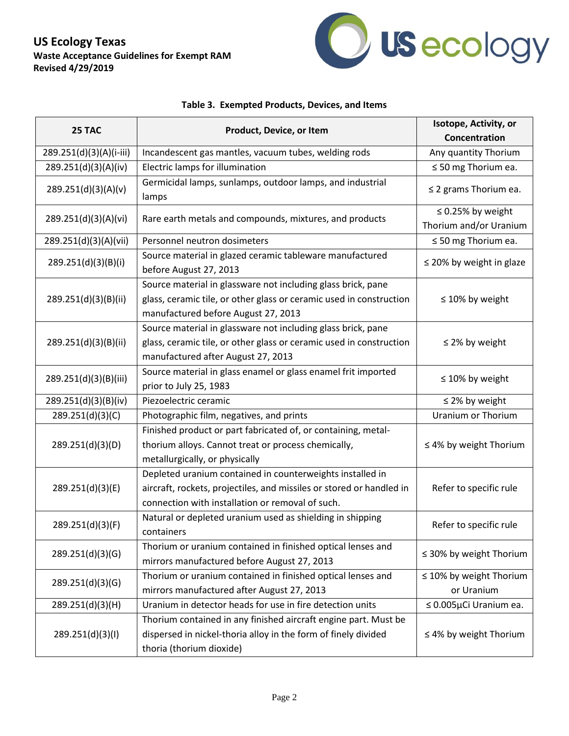US Ecology Texas
Waste Acceptance Guidelines for Exempt RAM
Revised 4/29/2019

**Table 3. Exempted Products, Devices, and Items**

| 25 TAC | Product, Device, or Item | Isotope, Activity, or Concentration |
|---|---|---|
| 289.251(d)(3)(A)(i-iii) | Incandescent gas mantles, vacuum tubes, welding rods | Any quantity Thorium |
| 289.251(d)(3)(A)(iv) | Electric lamps for illumination | ≤ 50 mg Thorium ea. |
| 289.251(d)(3)(A)(v) | Germicidal lamps, sunlamps, outdoor lamps, and industrial lamps | ≤ 2 grams Thorium ea. |
| 289.251(d)(3)(A)(vi) | Rare earth metals and compounds, mixtures, and products | ≤ 0.25% by weight Thorium and/or Uranium |
| 289.251(d)(3)(A)(vii) | Personnel neutron dosimeters | ≤ 50 mg Thorium ea. |
| 289.251(d)(3)(B)(i) | Source material in glazed ceramic tableware manufactured before August 27, 2013 | ≤ 20% by weight in glaze |
| 289.251(d)(3)(B)(ii) | Source material in glassware not including glass brick, pane glass, ceramic tile, or other glass or ceramic used in construction manufactured before August 27, 2013 | ≤ 10% by weight |
| 289.251(d)(3)(B)(ii) | Source material in glassware not including glass brick, pane glass, ceramic tile, or other glass or ceramic used in construction manufactured after August 27, 2013 | ≤ 2% by weight |
| 289.251(d)(3)(B)(iii) | Source material in glass enamel or glass enamel frit imported prior to July 25, 1983 | ≤ 10% by weight |
| 289.251(d)(3)(B)(iv) | Piezoelectric ceramic | ≤ 2% by weight |
| 289.251(d)(3)(C) | Photographic film, negatives, and prints | Uranium or Thorium |
| 289.251(d)(3)(D) | Finished product or part fabricated of, or containing, metal-thorium alloys. Cannot treat or process chemically, metallurgically, or physically | ≤ 4% by weight Thorium |
| 289.251(d)(3)(E) | Depleted uranium contained in counterweights installed in aircraft, rockets, projectiles, and missiles or stored or handled in connection with installation or removal of such. | Refer to specific rule |
| 289.251(d)(3)(F) | Natural or depleted uranium used as shielding in shipping containers | Refer to specific rule |
| 289.251(d)(3)(G) | Thorium or uranium contained in finished optical lenses and mirrors manufactured before August 27, 2013 | ≤ 30% by weight Thorium |
| 289.251(d)(3)(G) | Thorium or uranium contained in finished optical lenses and mirrors manufactured after August 27, 2013 | ≤ 10% by weight Thorium or Uranium |
| 289.251(d)(3)(H) | Uranium in detector heads for use in fire detection units | ≤ 0.005µCi Uranium ea. |
| 289.251(d)(3)(I) | Thorium contained in any finished aircraft engine part. Must be dispersed in nickel-thoria alloy in the form of finely divided thoria (thorium dioxide) | ≤ 4% by weight Thorium |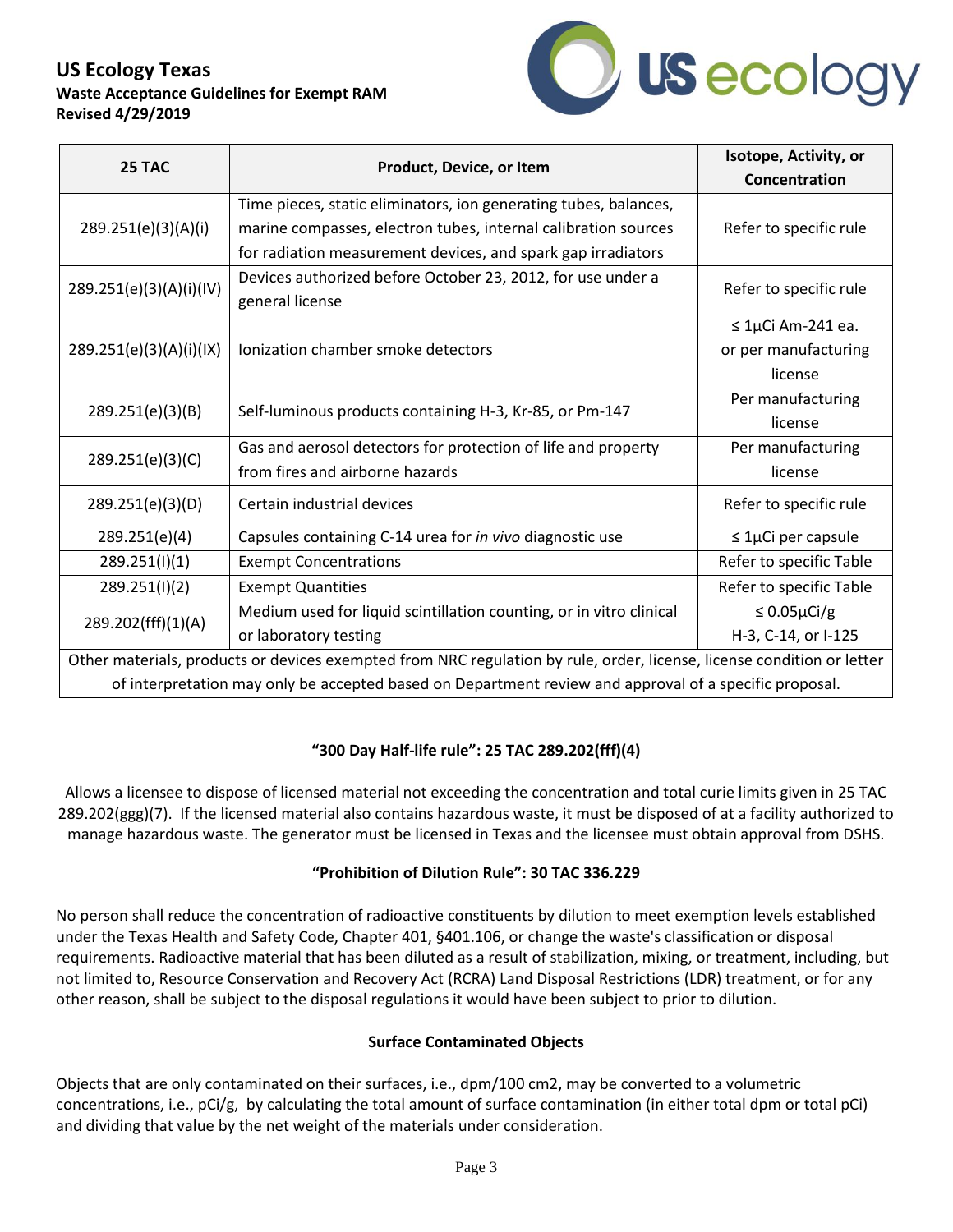| 25 TAC | Product, Device, or Item | Isotope, Activity, or Concentration |
|---|---|---|
| 289.251(e)(3)(A)(i) | Time pieces, static eliminators, ion generating tubes, balances, marine compasses, electron tubes, internal calibration sources for radiation measurement devices, and spark gap irradiators | Refer to specific rule |
| 289.251(e)(3)(A)(i)(IV) | Devices authorized before October 23, 2012, for use under a general license | Refer to specific rule |
| 289.251(e)(3)(A)(i)(IX) | Ionization chamber smoke detectors | ≤ 1μCi Am-241 ea. or per manufacturing license |
| 289.251(e)(3)(B) | Self-luminous products containing H-3, Kr-85, or Pm-147 | Per manufacturing license |
| 289.251(e)(3)(C) | Gas and aerosol detectors for protection of life and property from fires and airborne hazards | Per manufacturing license |
| 289.251(e)(3)(D) | Certain industrial devices | Refer to specific rule |
| 289.251(e)(4) | Capsules containing C-14 urea for *in vivo* diagnostic use | ≤ 1μCi per capsule |
| 289.251(I)(1) | Exempt Concentrations | Refer to specific Table |
| 289.251(I)(2) | Exempt Quantities | Refer to specific Table |
| 289.202(fff)(1)(A) | Medium used for liquid scintillation counting, or in vitro clinical or laboratory testing | ≤ 0.05μCi/g H-3, C-14, or I-125 |
| Other materials, products or devices exempted from NRC regulation by rule, order, license, license condition or letter of interpretation may only be accepted based on Department review and approval of a specific proposal. | | |

**"300 Day Half-life rule": 25 TAC 289.202(fff)(4)**

Allows a licensee to dispose of licensed material not exceeding the concentration and total curie limits given in 25 TAC 289.202(ggg)(7). If the licensed material also contains hazardous waste, it must be disposed of at a facility authorized to manage hazardous waste. The generator must be licensed in Texas and the licensee must obtain approval from DSHS.

**"Prohibition of Dilution Rule": 30 TAC 336.229**

No person shall reduce the concentration of radioactive constituents by dilution to meet exemption levels established under the Texas Health and Safety Code, Chapter 401, §401.106, or change the waste's classification or disposal requirements. Radioactive material that has been diluted as a result of stabilization, mixing, or treatment, including, but not limited to, Resource Conservation and Recovery Act (RCRA) Land Disposal Restrictions (LDR) treatment, or for any other reason, shall be subject to the disposal regulations it would have been subject to prior to dilution.

**Surface Contaminated Objects**

Objects that are only contaminated on their surfaces, i.e., dpm/100 cm2, may be converted to a volumetric concentrations, i.e., pCi/g, by calculating the total amount of surface contamination (in either total dpm or total pCi) and dividing that value by the net weight of the materials under consideration.